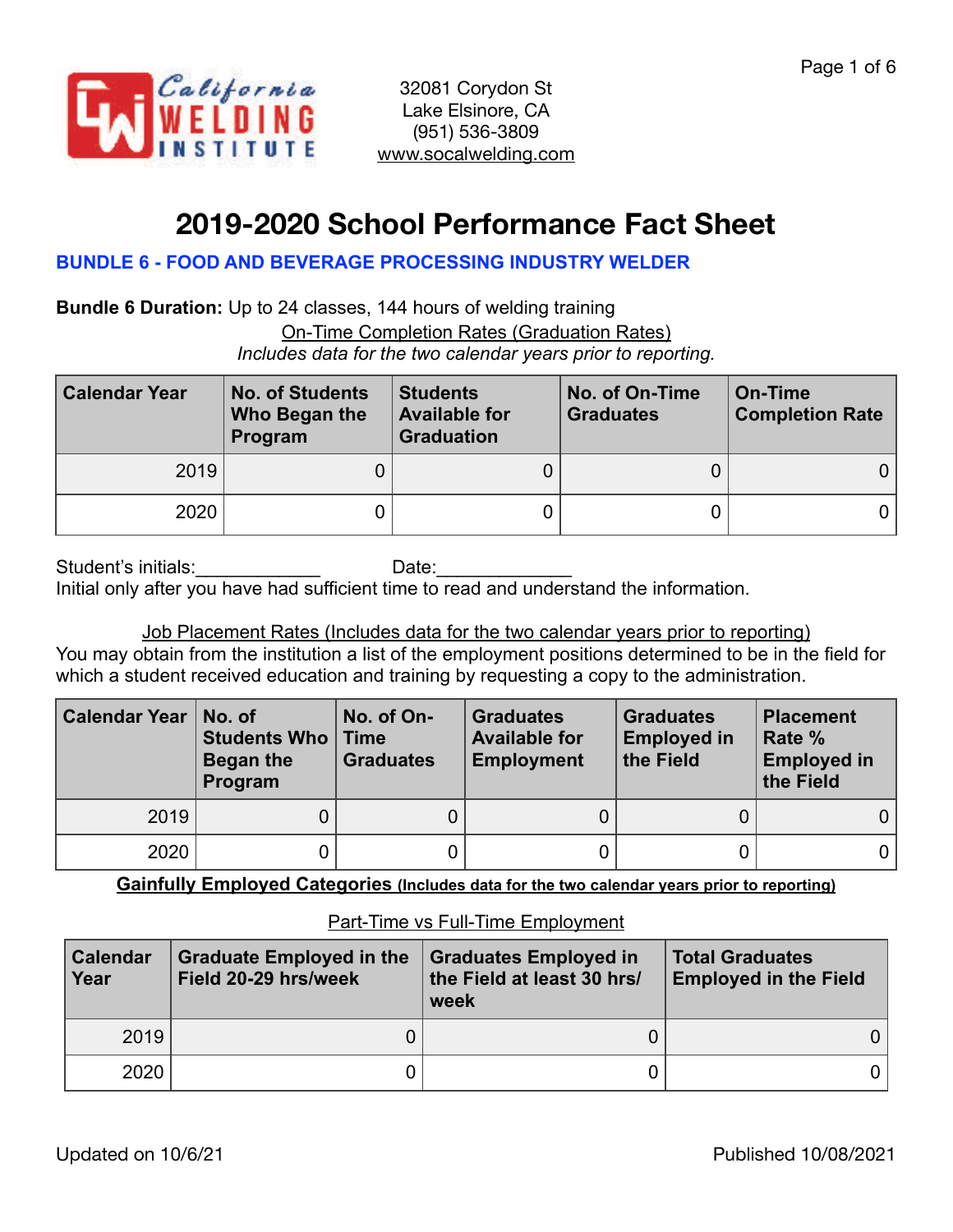California Welding Institute

32081 Corydon St
Lake Elsinore, CA
(951) 536-3809
www.socalwelding.com

# 2019-2020 School Performance Fact Sheet

## BUNDLE 6 - FOOD AND BEVERAGE PROCESSING INDUSTRY WELDER

**Bundle 6 Duration:** Up to 24 classes, 144 hours of welding training

On-Time Completion Rates (Graduation Rates)

*Includes data for the two calendar years prior to reporting.*

| Calendar Year | No. of Students Who Began the Program | Students Available for Graduation | No. of On-Time Graduates | On-Time Completion Rate |
|---|---|---|---|---|
| 2019 | 0 | 0 | 0 | 0 |
| 2020 | 0 | 0 | 0 | 0 |

Student's initials:____________ Date:_____________

Initial only after you have had sufficient time to read and understand the information.

Job Placement Rates (Includes data for the two calendar years prior to reporting)

You may obtain from the institution a list of the employment positions determined to be in the field for which a student received education and training by requesting a copy to the administration.

| Calendar Year | No. of Students Who Began the Program | No. of On-Time Graduates | Graduates Available for Employment | Graduates Employed in the Field | Placement Rate % Employed in the Field |
|---|---|---|---|---|---|
| 2019 | 0 | 0 | 0 | 0 | 0 |
| 2020 | 0 | 0 | 0 | 0 | 0 |

**Gainfully Employed Categories** **(Includes data for the two calendar years prior to reporting)**

Part-Time vs Full-Time Employment

| Calendar Year | Graduate Employed in the Field 20-29 hrs/week | Graduates Employed in the Field at least 30 hrs/ week | Total Graduates Employed in the Field |
|---|---|---|---|
| 2019 | 0 | 0 | 0 |
| 2020 | 0 | 0 | 0 |

Updated on 10/6/21 Published 10/08/2021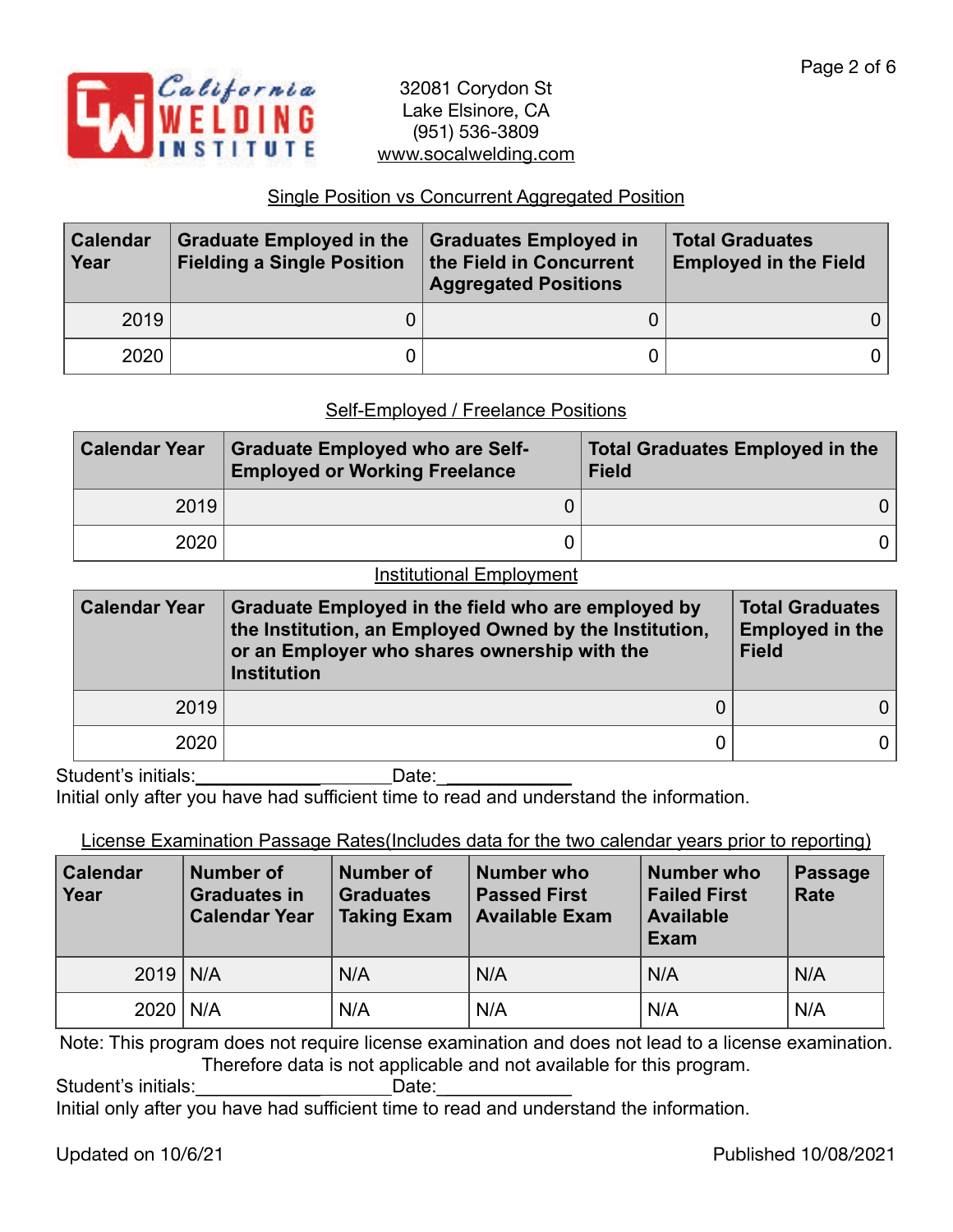32081 Corydon St
Lake Elsinore, CA
(951) 536-3809
www.socalwelding.com

## Single Position vs Concurrent Aggregated Position

| Calendar Year | Graduate Employed in the Fielding a Single Position | Graduates Employed in the Field in Concurrent Aggregated Positions | Total Graduates Employed in the Field |
|---|---|---|---|
| 2019 | 0 | 0 | 0 |
| 2020 | 0 | 0 | 0 |

## Self-Employed / Freelance Positions

| Calendar Year | Graduate Employed who are Self-Employed or Working Freelance | Total Graduates Employed in the Field |
|---|---|---|
| 2019 | 0 | 0 |
| 2020 | 0 | 0 |

## Institutional Employment

| Calendar Year | Graduate Employed in the field who are employed by the Institution, an Employed Owned by the Institution, or an Employer who shares ownership with the Institution | Total Graduates Employed in the Field |
|---|---|---|
| 2019 | 0 | 0 |
| 2020 | 0 | 0 |

Student's initials:____________________ Date:____________
Initial only after you have had sufficient time to read and understand the information.

## License Examination Passage Rates(Includes data for the two calendar years prior to reporting)

| Calendar Year | Number of Graduates in Calendar Year | Number of Graduates Taking Exam | Number who Passed First Available Exam | Number who Failed First Available Exam | Passage Rate |
|---|---|---|---|---|---|
| 2019 | N/A | N/A | N/A | N/A | N/A |
| 2020 | N/A | N/A | N/A | N/A | N/A |

Note: This program does not require license examination and does not lead to a license examination. Therefore data is not applicable and not available for this program.

Student's initials:____________________ Date:____________
Initial only after you have had sufficient time to read and understand the information.

Updated on 10/6/21 Published 10/08/2021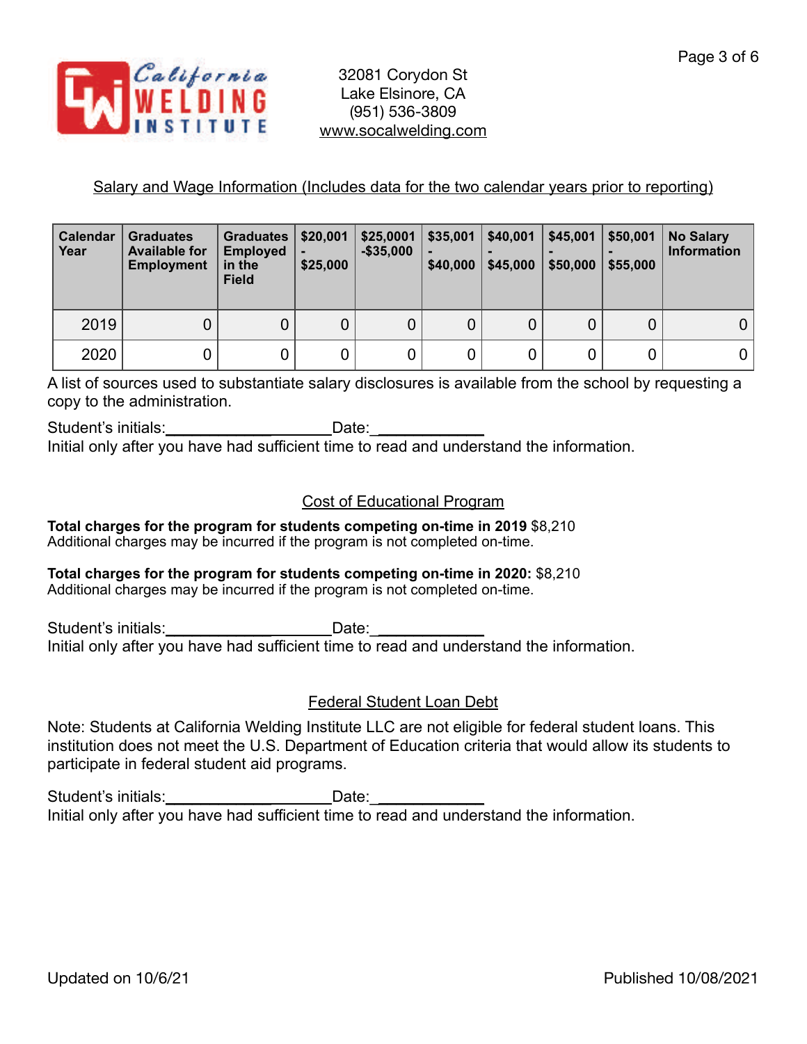32081 Corydon St
Lake Elsinore, CA
(951) 536-3809
www.socalwelding.com

## Salary and Wage Information (Includes data for the two calendar years prior to reporting)

| Calendar Year | Graduates Available for Employment | Graduates Employed in the Field | $20,001 - $25,000 | $25,0001 -$35,000 | $35,001 - $40,000 | $40,001 - $45,000 | $45,001 - $50,000 | $50,001 - $55,000 | No Salary Information |
|---|---|---|---|---|---|---|---|---|---|
| 2019 | 0 | 0 | 0 | 0 | 0 | 0 | 0 | 0 | 0 |
| 2020 | 0 | 0 | 0 | 0 | 0 | 0 | 0 | 0 | 0 |

A list of sources used to substantiate salary disclosures is available from the school by requesting a copy to the administration.

Student's initials:____________________Date:_____________
Initial only after you have had sufficient time to read and understand the information.

## Cost of Educational Program

**Total charges for the program for students competing on-time in 2019** $8,210
Additional charges may be incurred if the program is not completed on-time.

**Total charges for the program for students competing on-time in 2020:** $8,210
Additional charges may be incurred if the program is not completed on-time.

Student's initials:____________________Date:_____________
Initial only after you have had sufficient time to read and understand the information.

## Federal Student Loan Debt

Note: Students at California Welding Institute LLC are not eligible for federal student loans. This institution does not meet the U.S. Department of Education criteria that would allow its students to participate in federal student aid programs.

Student's initials:____________________Date:_____________
Initial only after you have had sufficient time to read and understand the information.

Updated on 10/6/21 Published 10/08/2021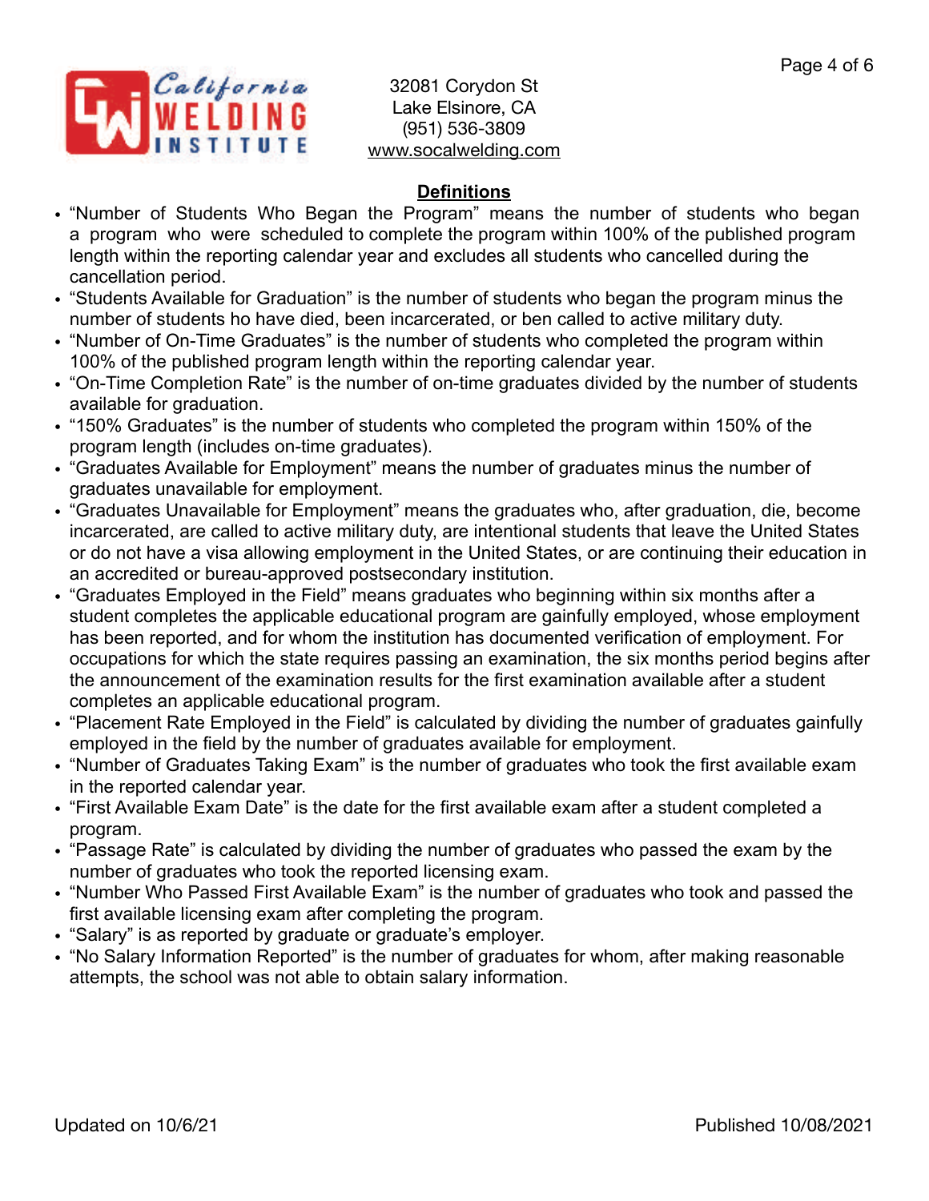32081 Corydon St
Lake Elsinore, CA
(951) 536-3809
www.socalwelding.com

## Definitions

- "Number of Students Who Began the Program" means the number of students who began a program who were scheduled to complete the program within 100% of the published program length within the reporting calendar year and excludes all students who cancelled during the cancellation period.
- "Students Available for Graduation" is the number of students who began the program minus the number of students ho have died, been incarcerated, or ben called to active military duty.
- "Number of On-Time Graduates" is the number of students who completed the program within 100% of the published program length within the reporting calendar year.
- "On-Time Completion Rate" is the number of on-time graduates divided by the number of students available for graduation.
- "150% Graduates" is the number of students who completed the program within 150% of the program length (includes on-time graduates).
- "Graduates Available for Employment" means the number of graduates minus the number of graduates unavailable for employment.
- "Graduates Unavailable for Employment" means the graduates who, after graduation, die, become incarcerated, are called to active military duty, are intentional students that leave the United States or do not have a visa allowing employment in the United States, or are continuing their education in an accredited or bureau-approved postsecondary institution.
- "Graduates Employed in the Field" means graduates who beginning within six months after a student completes the applicable educational program are gainfully employed, whose employment has been reported, and for whom the institution has documented verification of employment. For occupations for which the state requires passing an examination, the six months period begins after the announcement of the examination results for the first examination available after a student completes an applicable educational program.
- "Placement Rate Employed in the Field" is calculated by dividing the number of graduates gainfully employed in the field by the number of graduates available for employment.
- "Number of Graduates Taking Exam" is the number of graduates who took the first available exam in the reported calendar year.
- "First Available Exam Date" is the date for the first available exam after a student completed a program.
- "Passage Rate" is calculated by dividing the number of graduates who passed the exam by the number of graduates who took the reported licensing exam.
- "Number Who Passed First Available Exam" is the number of graduates who took and passed the first available licensing exam after completing the program.
- "Salary" is as reported by graduate or graduate's employer.
- "No Salary Information Reported" is the number of graduates for whom, after making reasonable attempts, the school was not able to obtain salary information.

Updated on 10/6/21

Published 10/08/2021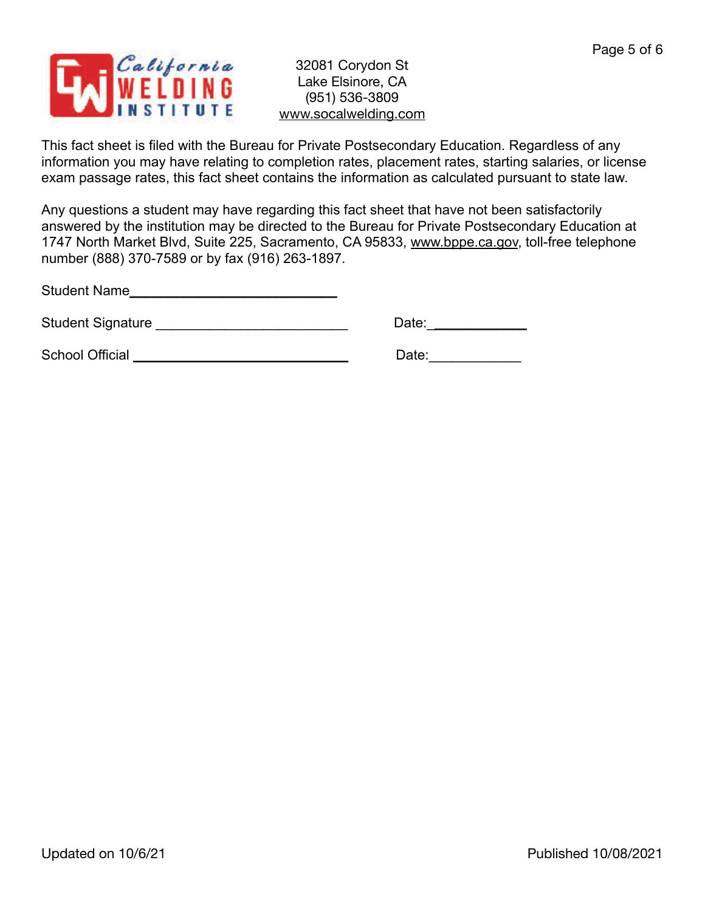California WELDING INSTITUTE

32081 Corydon St
Lake Elsinore, CA
(951) 536-3809
www.socalwelding.com

This fact sheet is filed with the Bureau for Private Postsecondary Education. Regardless of any information you may have relating to completion rates, placement rates, starting salaries, or license exam passage rates, this fact sheet contains the information as calculated pursuant to state law.

Any questions a student may have regarding this fact sheet that have not been satisfactorily answered by the institution may be directed to the Bureau for Private Postsecondary Education at 1747 North Market Blvd, Suite 225, Sacramento, CA 95833, www.bppe.ca.gov, toll-free telephone number (888) 370-7589 or by fax (916) 263-1897.

Student Name____________________________

Student Signature _________________________ Date:____________

School Official ____________________________ Date:____________

Updated on 10/6/21

Published 10/08/2021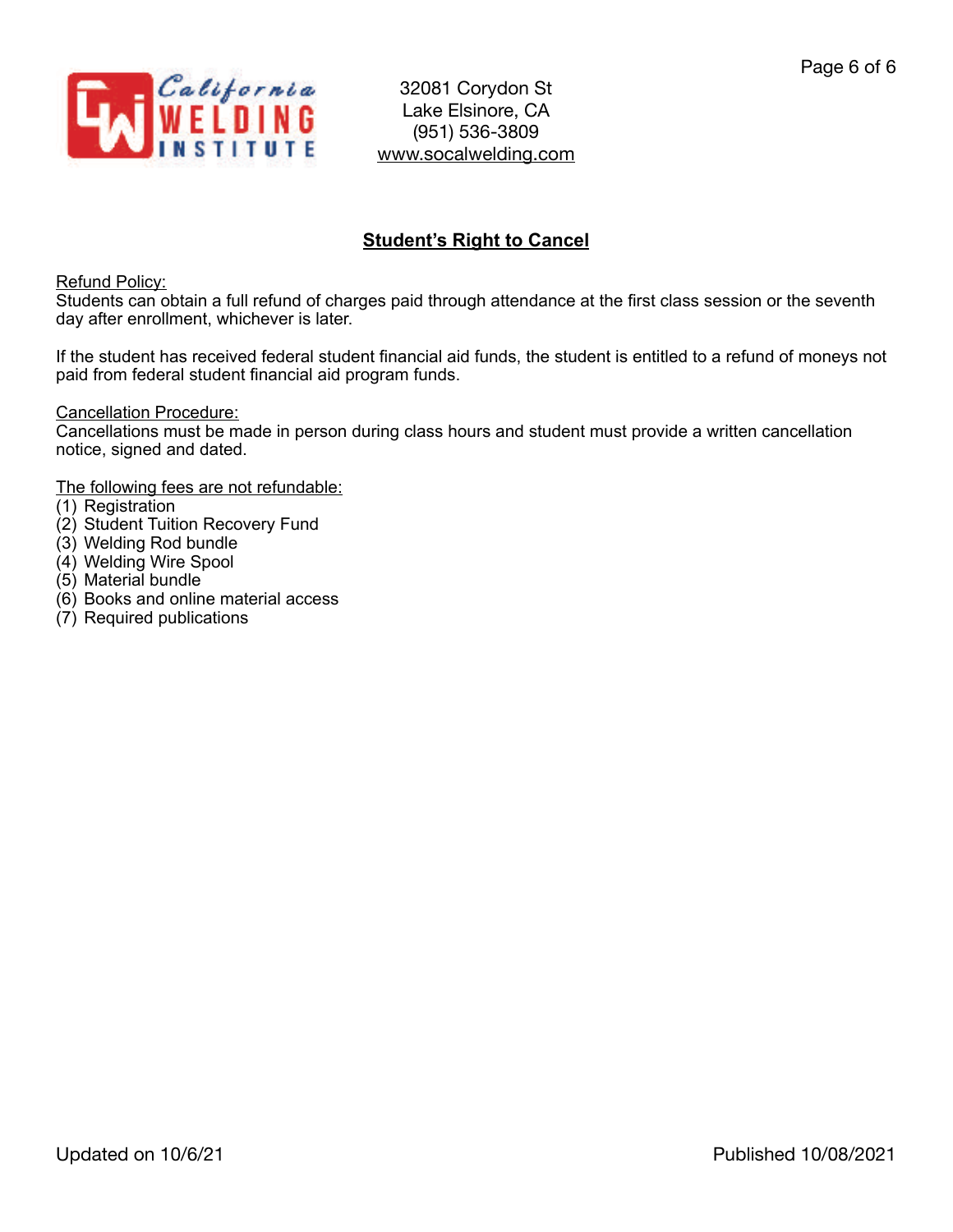32081 Corydon St
Lake Elsinore, CA
(951) 536-3809
www.socalwelding.com

## Student's Right to Cancel

Refund Policy:
Students can obtain a full refund of charges paid through attendance at the first class session or the seventh day after enrollment, whichever is later.

If the student has received federal student financial aid funds, the student is entitled to a refund of moneys not paid from federal student financial aid program funds.

Cancellation Procedure:
Cancellations must be made in person during class hours and student must provide a written cancellation notice, signed and dated.

The following fees are not refundable:
(1) Registration
(2) Student Tuition Recovery Fund
(3) Welding Rod bundle
(4) Welding Wire Spool
(5) Material bundle
(6) Books and online material access
(7) Required publications

Updated on 10/6/21

Published 10/08/2021